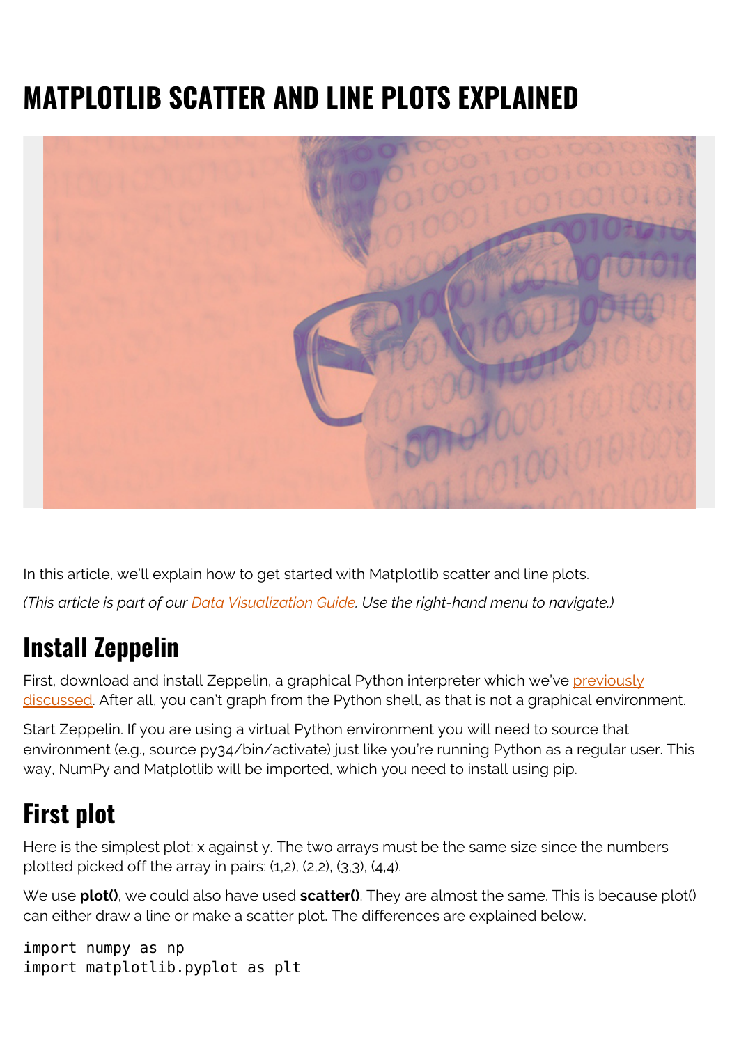# MATPLOTLIB SCATTER AND LINE PLOTS EXPLAINED

In this article, we'll explain how to get started with Matplotlib scatter and line plots.

*(This article is part of our Data Visualization Guide. Use the right-hand menu to navigate.)*

## Install Zeppelin

First, download and install Zeppelin, a graphical Python interpreter which we've previously discussed. After all, you can't graph from the Python shell, as that is not a graphical environment.

Start Zeppelin. If you are using a virtual Python environment you will need to source that environment (e.g., source py34/bin/activate) just like you're running Python as a regular user. This way, NumPy and Matplotlib will be imported, which you need to install using pip.

## First plot

Here is the simplest plot: x against y. The two arrays must be the same size since the numbers plotted picked off the array in pairs: (1,2), (2,2), (3,3), (4,4).

We use **plot()**, we could also have used **scatter()**. They are almost the same. This is because plot() can either draw a line or make a scatter plot. The differences are explained below.

```
import numpy as np
import matplotlib.pyplot as plt
```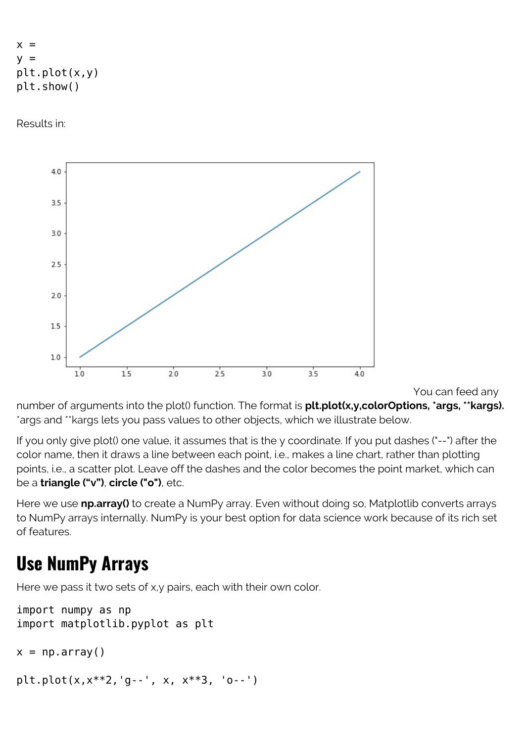```
x = 
y = 
plt.plot(x,y)
plt.show()
```

Results in:

You can feed any number of arguments into the plot() function. The format is **plt.plot(x,y,colorOptions, *args, **kargs).** *args and **kargs lets you pass values to other objects, which we illustrate below.

If you only give plot() one value, it assumes that is the y coordinate. If you put dashes ("--") after the color name, then it draws a line between each point, i.e., makes a line chart, rather than plotting points, i.e., a scatter plot. Leave off the dashes and the color becomes the point market, which can be a **triangle ("v")**, **circle ("o")**, etc.

Here we use **np.array()** to create a NumPy array. Even without doing so, Matplotlib converts arrays to NumPy arrays internally. NumPy is your best option for data science work because of its rich set of features.

## Use NumPy Arrays

Here we pass it two sets of x,y pairs, each with their own color.

```
import numpy as np
import matplotlib.pyplot as plt

x = np.array()

plt.plot(x,x**2,'g--', x, x**3, 'o--')
```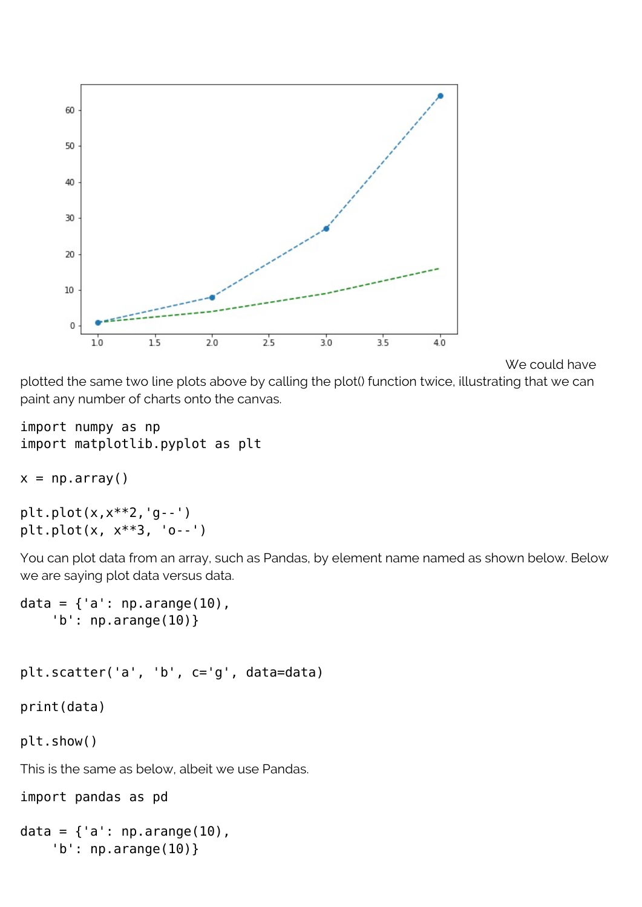We could have plotted the same two line plots above by calling the plot() function twice, illustrating that we can paint any number of charts onto the canvas.

```
import numpy as np
import matplotlib.pyplot as plt

x = np.array()

plt.plot(x,x**2,'g--')
plt.plot(x, x**3, 'o--')
```

You can plot data from an array, such as Pandas, by element name named as shown below. Below we are saying plot data versus data.

```
data = {'a': np.arange(10),
    'b': np.arange(10)}


plt.scatter('a', 'b', c='g', data=data)

print(data)

plt.show()
```

This is the same as below, albeit we use Pandas.

```
import pandas as pd

data = {'a': np.arange(10),
    'b': np.arange(10)}
```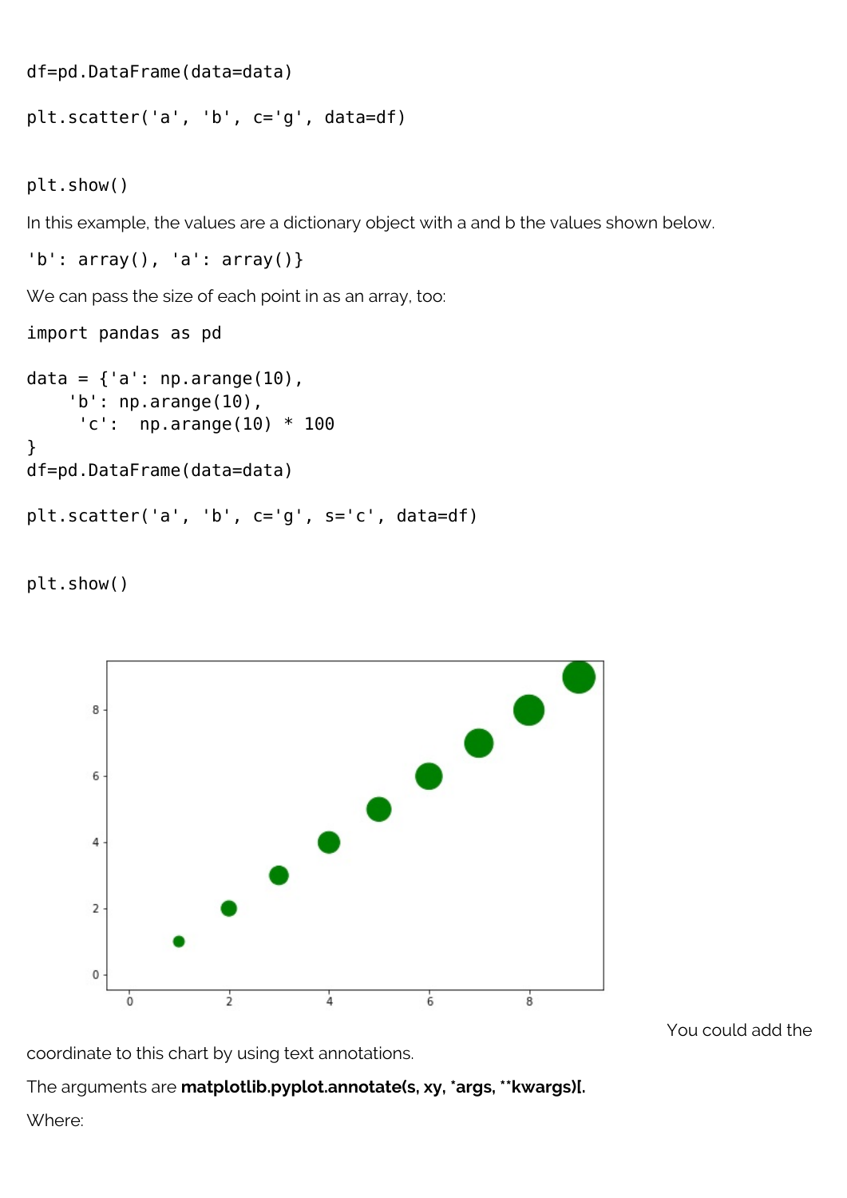```
df=pd.DataFrame(data=data)

plt.scatter('a', 'b', c='g', data=df)


plt.show()
```

In this example, the values are a dictionary object with a and b the values shown below.

```
'b': array(), 'a': array()}
```

We can pass the size of each point in as an array, too:

```
import pandas as pd

data = {'a': np.arange(10),
    'b': np.arange(10),
     'c':  np.arange(10) * 100
}
df=pd.DataFrame(data=data)

plt.scatter('a', 'b', c='g', s='c', data=df)


plt.show()
```

You could add the coordinate to this chart by using text annotations.

The arguments are **matplotlib.pyplot.annotate(s, xy, *args, **kwargs)[.**

Where: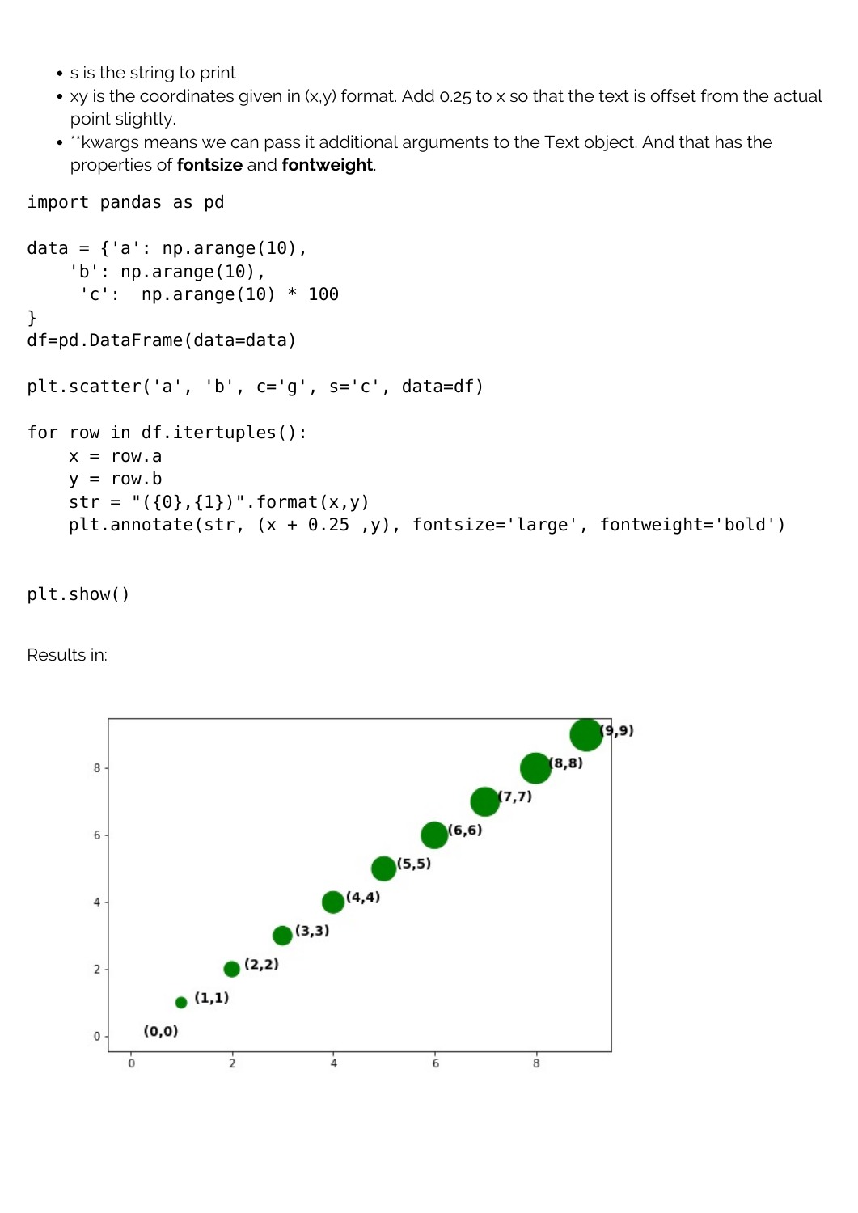- s is the string to print
- xy is the coordinates given in (x,y) format. Add 0.25 to x so that the text is offset from the actual point slightly.
- **kwargs means we can pass it additional arguments to the Text object. And that has the properties of **fontsize** and **fontweight**.

```
import pandas as pd

data = {'a': np.arange(10),
    'b': np.arange(10),
     'c':  np.arange(10) * 100
}
df=pd.DataFrame(data=data)

plt.scatter('a', 'b', c='g', s='c', data=df)

for row in df.itertuples():
    x = row.a
    y = row.b
    str = "({0},{1})".format(x,y)
    plt.annotate(str, (x + 0.25 ,y), fontsize='large', fontweight='bold')


plt.show()
```

Results in:

(9,9)
(8,8)
(7,7)
(6,6)
(5,5)
(4,4)
(3,3)
(2,2)
(1,1)
(0,0)

8
6
4
2
0

0 2 4 6 8